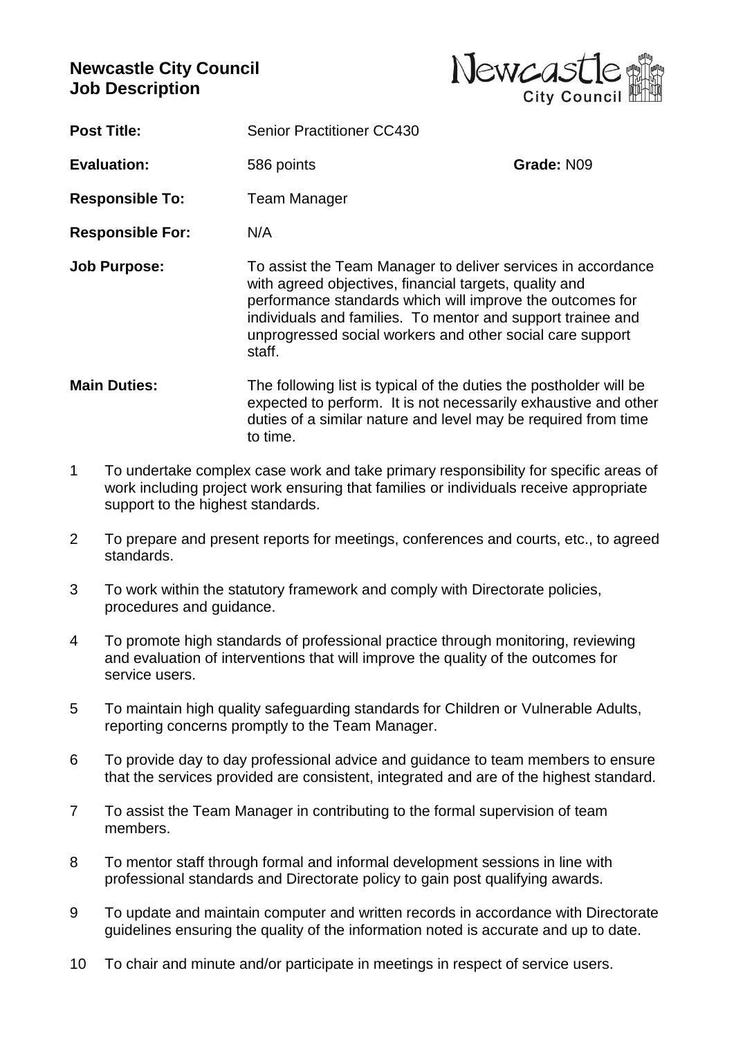# Newcastle City Council
# Job Description

**Post Title:** Senior Practitioner CC430

**Evaluation:** 586 points **Grade:** N09

**Responsible To:** Team Manager

**Responsible For:** N/A

**Job Purpose:** To assist the Team Manager to deliver services in accordance with agreed objectives, financial targets, quality and performance standards which will improve the outcomes for individuals and families. To mentor and support trainee and unprogressed social workers and other social care support staff.

**Main Duties:** The following list is typical of the duties the postholder will be expected to perform. It is not necessarily exhaustive and other duties of a similar nature and level may be required from time to time.

1. To undertake complex case work and take primary responsibility for specific areas of work including project work ensuring that families or individuals receive appropriate support to the highest standards.

2. To prepare and present reports for meetings, conferences and courts, etc., to agreed standards.

3. To work within the statutory framework and comply with Directorate policies, procedures and guidance.

4. To promote high standards of professional practice through monitoring, reviewing and evaluation of interventions that will improve the quality of the outcomes for service users.

5. To maintain high quality safeguarding standards for Children or Vulnerable Adults, reporting concerns promptly to the Team Manager.

6. To provide day to day professional advice and guidance to team members to ensure that the services provided are consistent, integrated and are of the highest standard.

7. To assist the Team Manager in contributing to the formal supervision of team members.

8. To mentor staff through formal and informal development sessions in line with professional standards and Directorate policy to gain post qualifying awards.

9. To update and maintain computer and written records in accordance with Directorate guidelines ensuring the quality of the information noted is accurate and up to date.

10. To chair and minute and/or participate in meetings in respect of service users.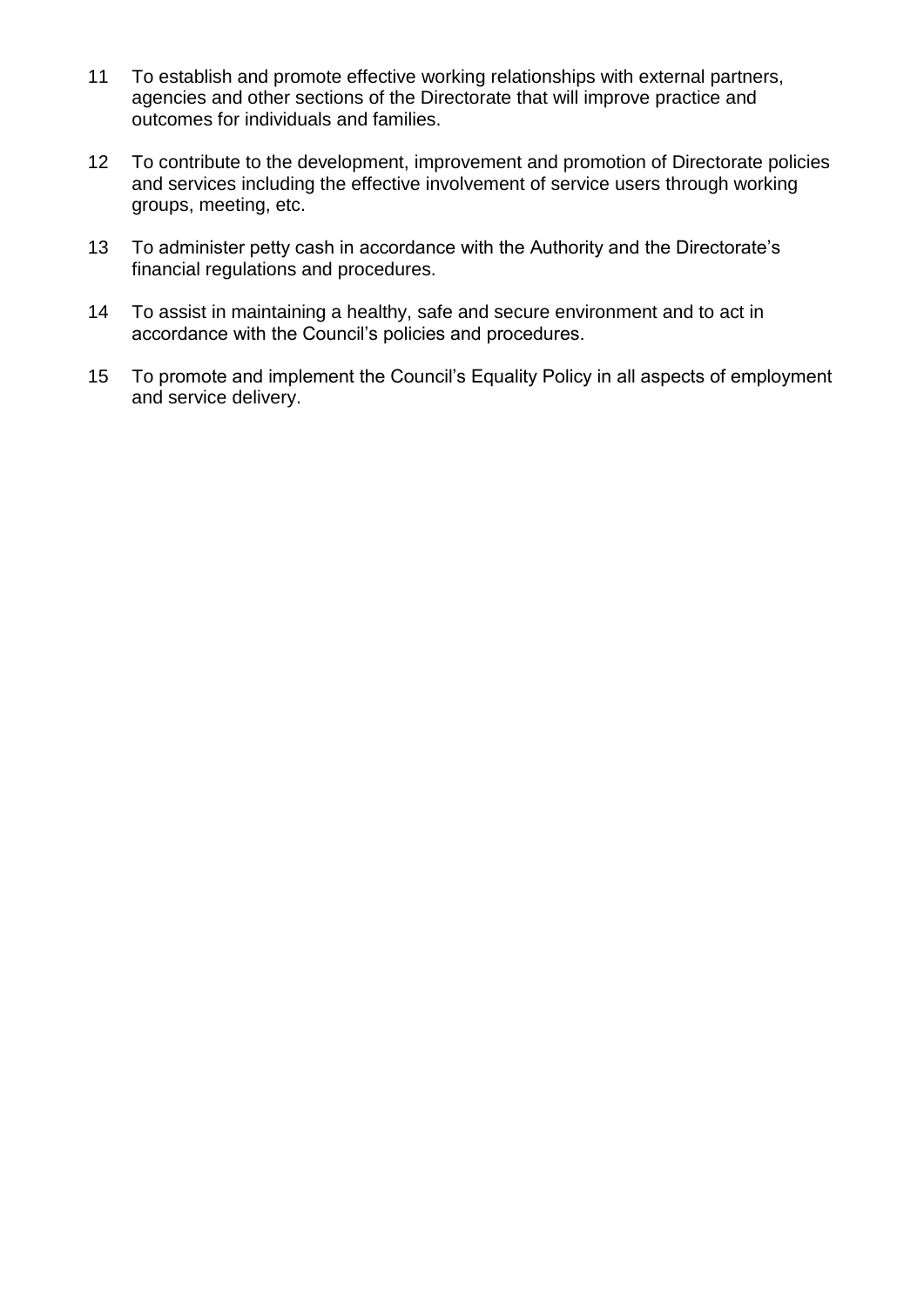11 To establish and promote effective working relationships with external partners, agencies and other sections of the Directorate that will improve practice and outcomes for individuals and families.

12 To contribute to the development, improvement and promotion of Directorate policies and services including the effective involvement of service users through working groups, meeting, etc.

13 To administer petty cash in accordance with the Authority and the Directorate's financial regulations and procedures.

14 To assist in maintaining a healthy, safe and secure environment and to act in accordance with the Council's policies and procedures.

15 To promote and implement the Council's Equality Policy in all aspects of employment and service delivery.